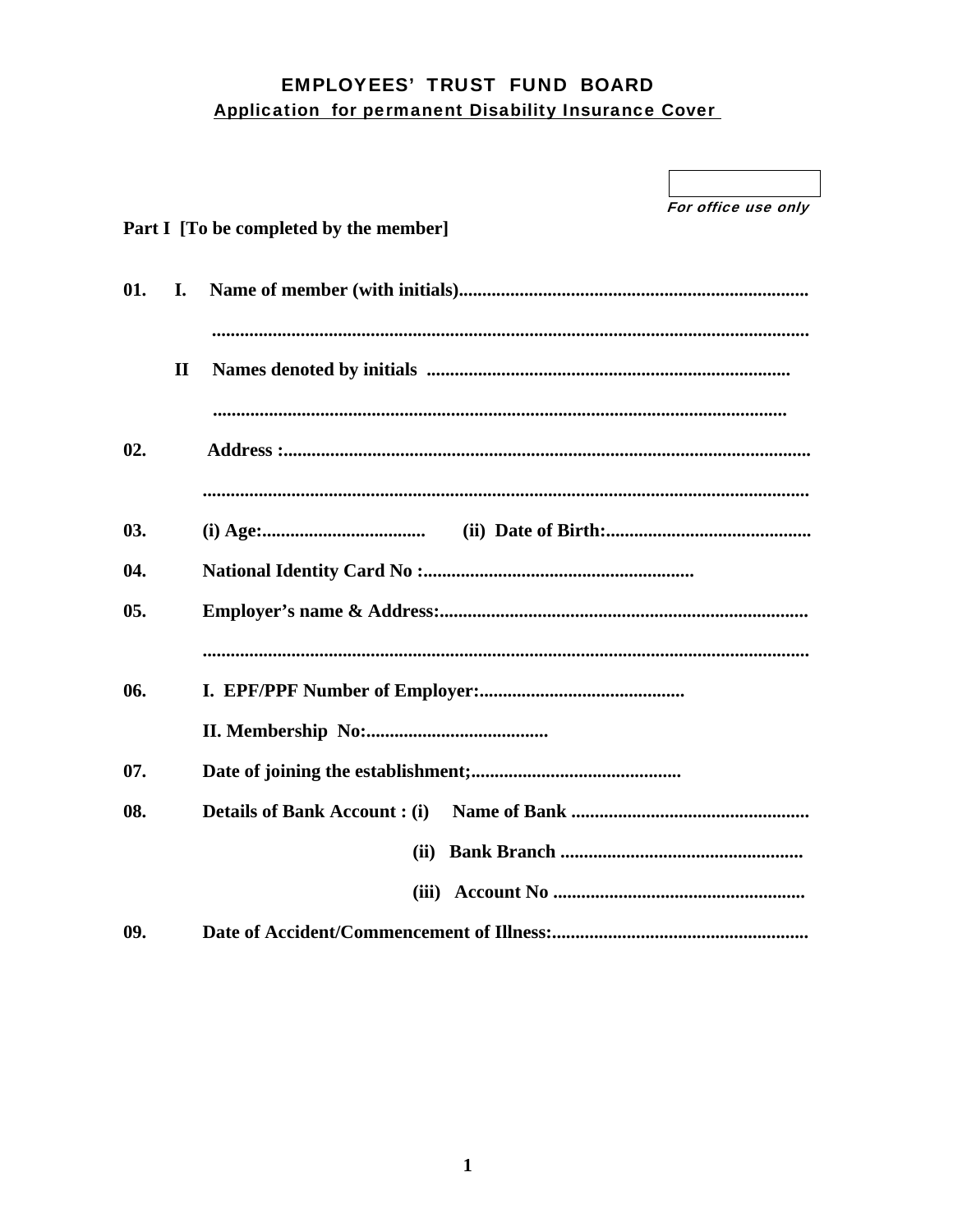# EMPLOYEES' TRUST FUND BOARD

## Application for permanent Disability Insurance Cover

*For office use only*

**Part I [To be completed by the member]**

**01. I. Name of member (with initials)..........................................................................**

**...............................................................................................................................**

**II Names denoted by initials .............................................................................**

**..........................................................................................................................**

**02. Address :................................................................................................................**

**.................................................................................................................................**

**03. (i) Age:................................... (ii) Date of Birth:............................................**

**04. National Identity Card No :..........................................................**

**05. Employer's name & Address:..............................................................................**

**.................................................................................................................................**

**06. I. EPF/PPF Number of Employer:...........................................**

**II. Membership No:.......................................**

**07. Date of joining the establishment;............................................**

**08. Details of Bank Account : (i) Name of Bank ..................................................**

**(ii) Bank Branch ...................................................**

**(iii) Account No .....................................................**

**09. Date of Accident/Commencement of Illness:......................................................**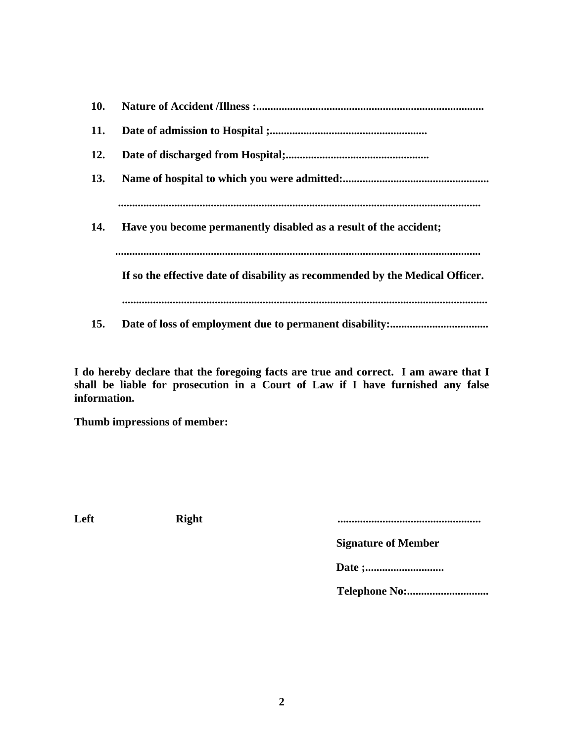**10. Nature of Accident /Illness :................................................................................**

**11. Date of admission to Hospital ;.......................................................**

**12. Date of discharged from Hospital;..................................................**

**13. Name of hospital to which you were admitted:...................................................**

**................................................................................................................................**

**14. Have you become permanently disabled as a result of the accident;**

**.................................................................................................................................**

**If so the effective date of disability as recommended by the Medical Officer.**

**................................................................................................................................**

**15. Date of loss of employment due to permanent disability:..................................**

**I do hereby declare that the foregoing facts are true and correct. I am aware that I shall be liable for prosecution in a Court of Law if I have furnished any false information.**

**Thumb impressions of member:**

**Left** **Right**

**..................................................**

**Signature of Member**

**Date ;...........................**

**Telephone No:............................**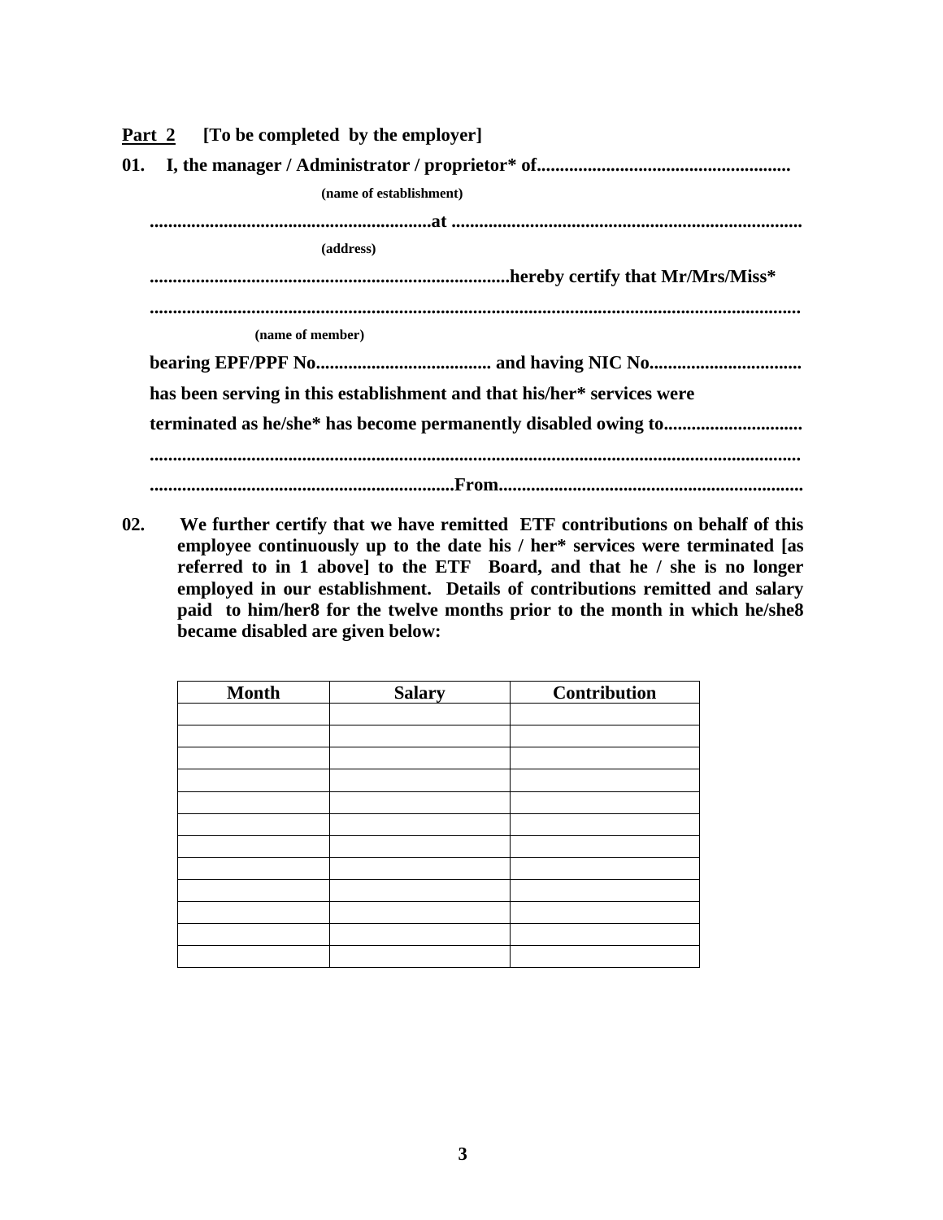**<u>Part 2</u> [To be completed by the employer]**

**01. I, the manager / Administrator / proprietor* of......................................................**

**(name of establishment)**

**............................................................at ...........................................................................**

**(address)**

**............................................................................hereby certify that Mr/Mrs/Miss***

**...........................................................................................................................................**

**(name of member)**

**bearing EPF/PPF No...................................... and having NIC No.................................**

**has been serving in this establishment and that his/her* services were**

**terminated as he/she* has become permanently disabled owing to.............................**

**...........................................................................................................................................**

**.................................................................From.................................................................**

**02. We further certify that we have remitted ETF contributions on behalf of this employee continuously up to the date his / her* services were terminated [as referred to in 1 above] to the ETF Board, and that he / she is no longer employed in our establishment. Details of contributions remitted and salary paid to him/her8 for the twelve months prior to the month in which he/she8 became disabled are given below:**

| Month | Salary | Contribution |
|---|---|---|
| | | |
| | | |
| | | |
| | | |
| | | |
| | | |
| | | |
| | | |
| | | |
| | | |
| | | |
| | | |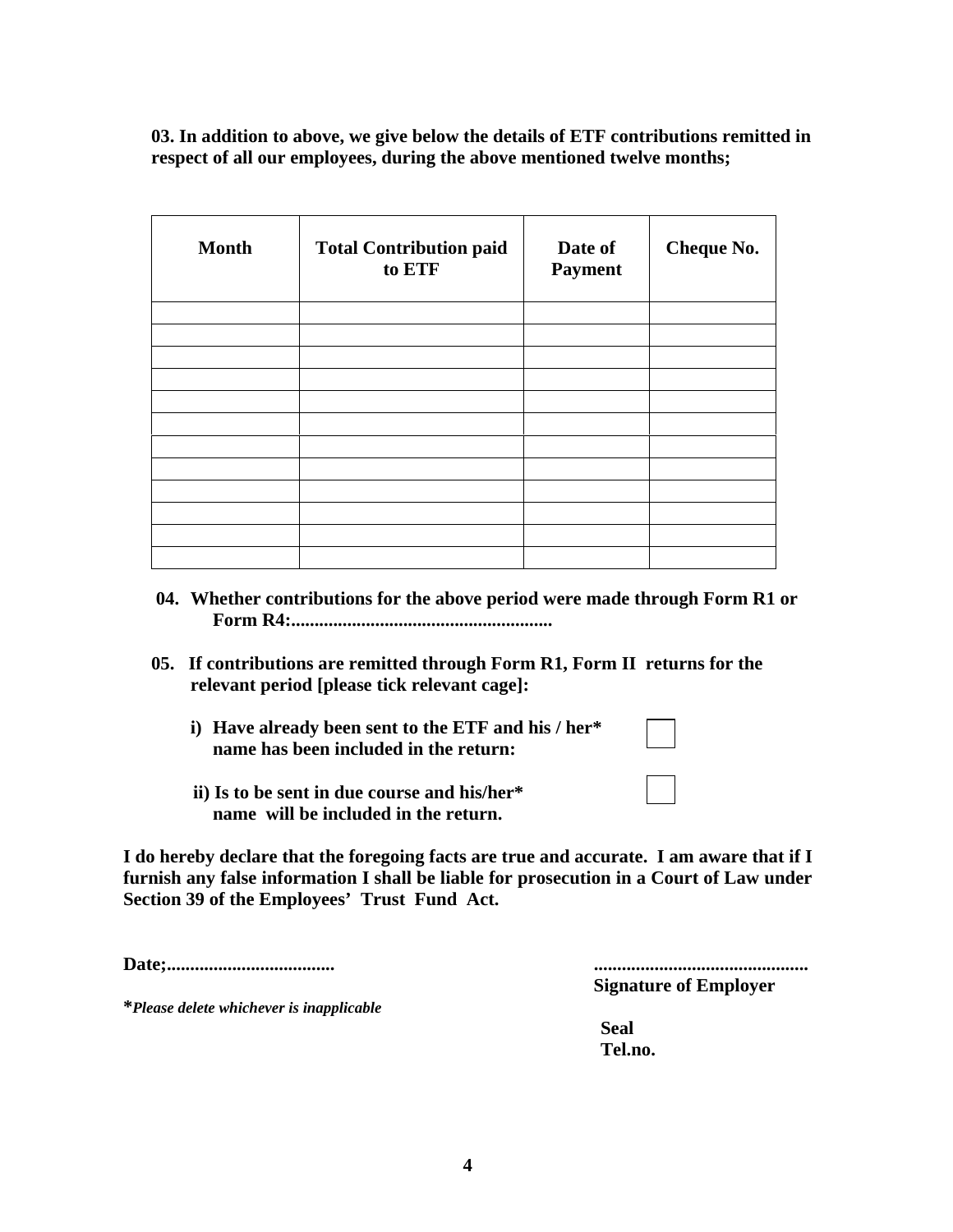**03. In addition to above, we give below the details of ETF contributions remitted in respect of all our employees, during the above mentioned twelve months;**

| Month | Total Contribution paid to ETF | Date of Payment | Cheque No. |
|---|---|---|---|
| | | | |
| | | | |
| | | | |
| | | | |
| | | | |
| | | | |
| | | | |
| | | | |
| | | | |
| | | | |
| | | | |
| | | | |

**04. Whether contributions for the above period were made through Form R1 or Form R4:.......................................................**

**05. If contributions are remitted through Form R1, Form II returns for the relevant period [please tick relevant cage]:**

**i) Have already been sent to the ETF and his / her* name has been included in the return:** ☐

**ii) Is to be sent in due course and his/her* name will be included in the return.** ☐

**I do hereby declare that the foregoing facts are true and accurate. I am aware that if I furnish any false information I shall be liable for prosecution in a Court of Law under Section 39 of the Employees' Trust Fund Act.**

**Date;...................................**

**.............................................**
**Signature of Employer**

***Please delete whichever is inapplicable***

**Seal**
**Tel.no.**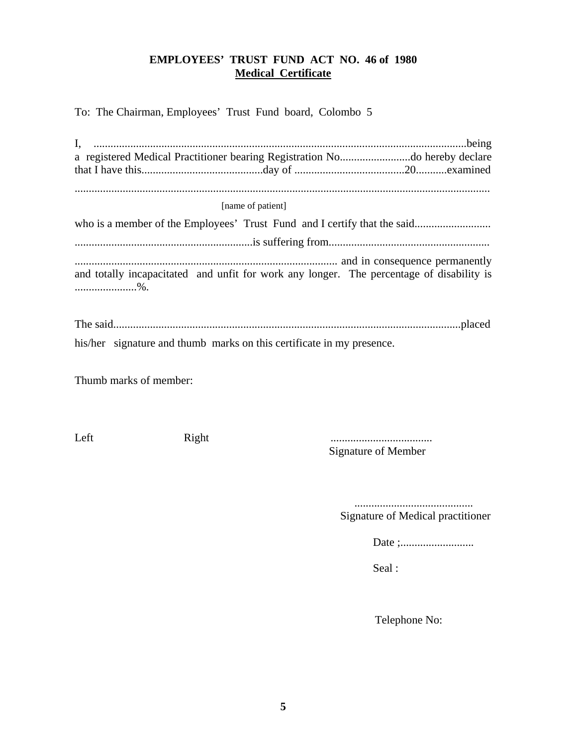**EMPLOYEES' TRUST FUND ACT NO. 46 of 1980**

**<u>Medical Certificate</u>**

To: The Chairman, Employees' Trust Fund board, Colombo 5

I, ....................................................................................................................................being a registered Medical Practitioner bearing Registration No.........................do hereby declare that I have this...........................................day of .......................................20...........examined

.................................................................................................................................................

[name of patient]

who is a member of the Employees' Trust Fund and I certify that the said...........................

...............................................................is suffering from.........................................................

............................................................................................ and in consequence permanently and totally incapacitated and unfit for work any longer. The percentage of disability is ......................%.

The said..........................................................................................................................placed his/her signature and thumb marks on this certificate in my presence.

Thumb marks of member:

Left Right

....................................
Signature of Member

..........................................
Signature of Medical practitioner

Date ;..........................

Seal :

Telephone No: